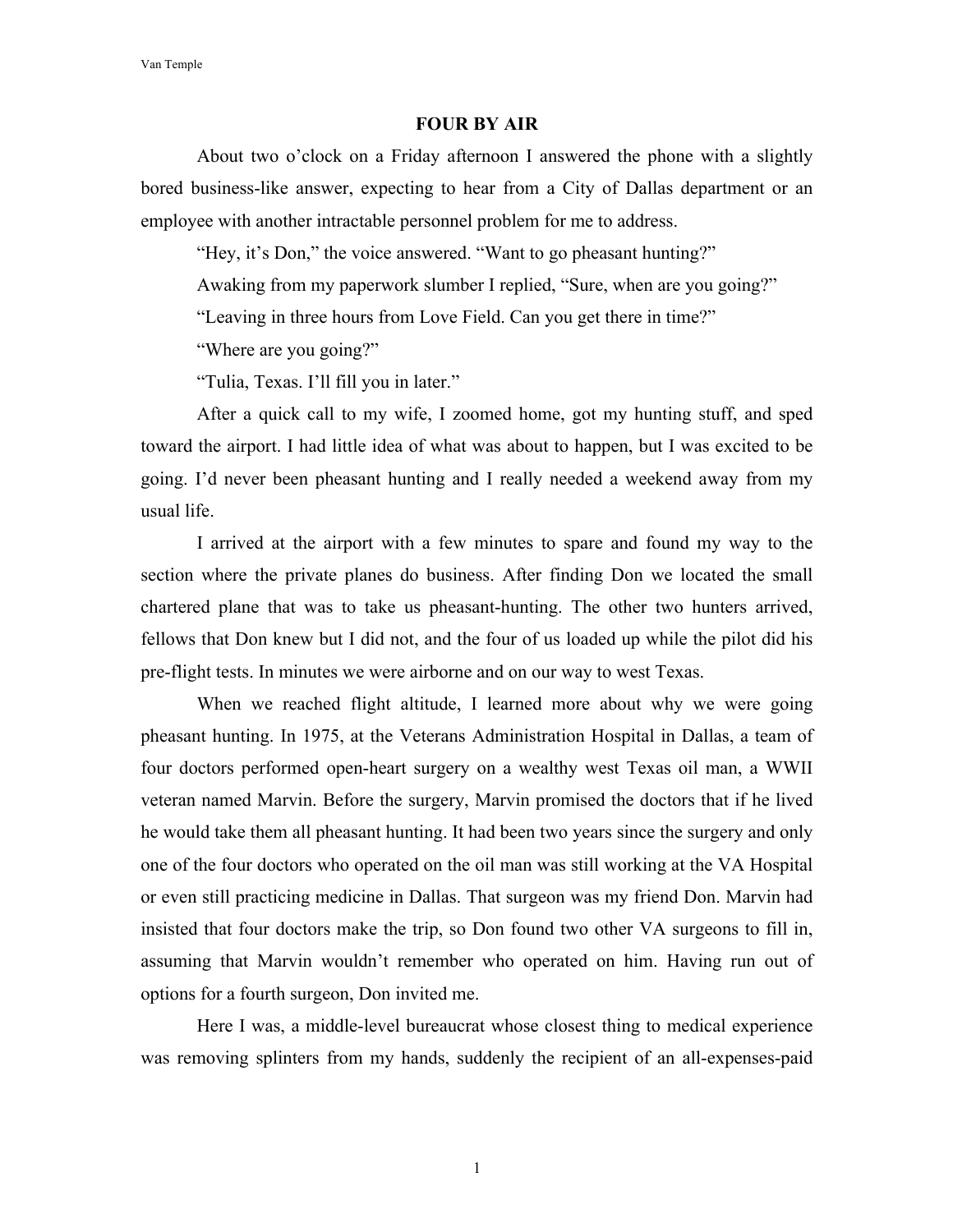# FOUR BY AIR

About two o'clock on a Friday afternoon I answered the phone with a slightly bored business-like answer, expecting to hear from a City of Dallas department or an employee with another intractable personnel problem for me to address.

"Hey, it's Don," the voice answered. "Want to go pheasant hunting?"

Awaking from my paperwork slumber I replied, "Sure, when are you going?"

"Leaving in three hours from Love Field. Can you get there in time?"

"Where are you going?"

"Tulia, Texas. I'll fill you in later."

After a quick call to my wife, I zoomed home, got my hunting stuff, and sped toward the airport. I had little idea of what was about to happen, but I was excited to be going. I'd never been pheasant hunting and I really needed a weekend away from my usual life.

I arrived at the airport with a few minutes to spare and found my way to the section where the private planes do business. After finding Don we located the small chartered plane that was to take us pheasant-hunting. The other two hunters arrived, fellows that Don knew but I did not, and the four of us loaded up while the pilot did his pre-flight tests. In minutes we were airborne and on our way to west Texas.

When we reached flight altitude, I learned more about why we were going pheasant hunting. In 1975, at the Veterans Administration Hospital in Dallas, a team of four doctors performed open-heart surgery on a wealthy west Texas oil man, a WWII veteran named Marvin. Before the surgery, Marvin promised the doctors that if he lived he would take them all pheasant hunting. It had been two years since the surgery and only one of the four doctors who operated on the oil man was still working at the VA Hospital or even still practicing medicine in Dallas. That surgeon was my friend Don. Marvin had insisted that four doctors make the trip, so Don found two other VA surgeons to fill in, assuming that Marvin wouldn't remember who operated on him. Having run out of options for a fourth surgeon, Don invited me.

Here I was, a middle-level bureaucrat whose closest thing to medical experience was removing splinters from my hands, suddenly the recipient of an all-expenses-paid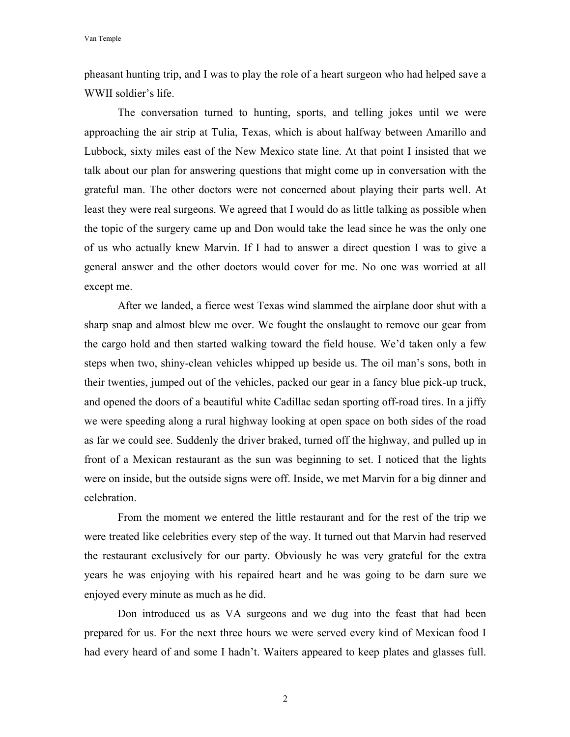pheasant hunting trip, and I was to play the role of a heart surgeon who had helped save a WWII soldier's life.

The conversation turned to hunting, sports, and telling jokes until we were approaching the air strip at Tulia, Texas, which is about halfway between Amarillo and Lubbock, sixty miles east of the New Mexico state line. At that point I insisted that we talk about our plan for answering questions that might come up in conversation with the grateful man. The other doctors were not concerned about playing their parts well. At least they were real surgeons. We agreed that I would do as little talking as possible when the topic of the surgery came up and Don would take the lead since he was the only one of us who actually knew Marvin. If I had to answer a direct question I was to give a general answer and the other doctors would cover for me. No one was worried at all except me.

After we landed, a fierce west Texas wind slammed the airplane door shut with a sharp snap and almost blew me over. We fought the onslaught to remove our gear from the cargo hold and then started walking toward the field house. We'd taken only a few steps when two, shiny-clean vehicles whipped up beside us. The oil man's sons, both in their twenties, jumped out of the vehicles, packed our gear in a fancy blue pick-up truck, and opened the doors of a beautiful white Cadillac sedan sporting off-road tires. In a jiffy we were speeding along a rural highway looking at open space on both sides of the road as far we could see. Suddenly the driver braked, turned off the highway, and pulled up in front of a Mexican restaurant as the sun was beginning to set. I noticed that the lights were on inside, but the outside signs were off. Inside, we met Marvin for a big dinner and celebration.

From the moment we entered the little restaurant and for the rest of the trip we were treated like celebrities every step of the way. It turned out that Marvin had reserved the restaurant exclusively for our party. Obviously he was very grateful for the extra years he was enjoying with his repaired heart and he was going to be darn sure we enjoyed every minute as much as he did.

Don introduced us as VA surgeons and we dug into the feast that had been prepared for us. For the next three hours we were served every kind of Mexican food I had every heard of and some I hadn't. Waiters appeared to keep plates and glasses full.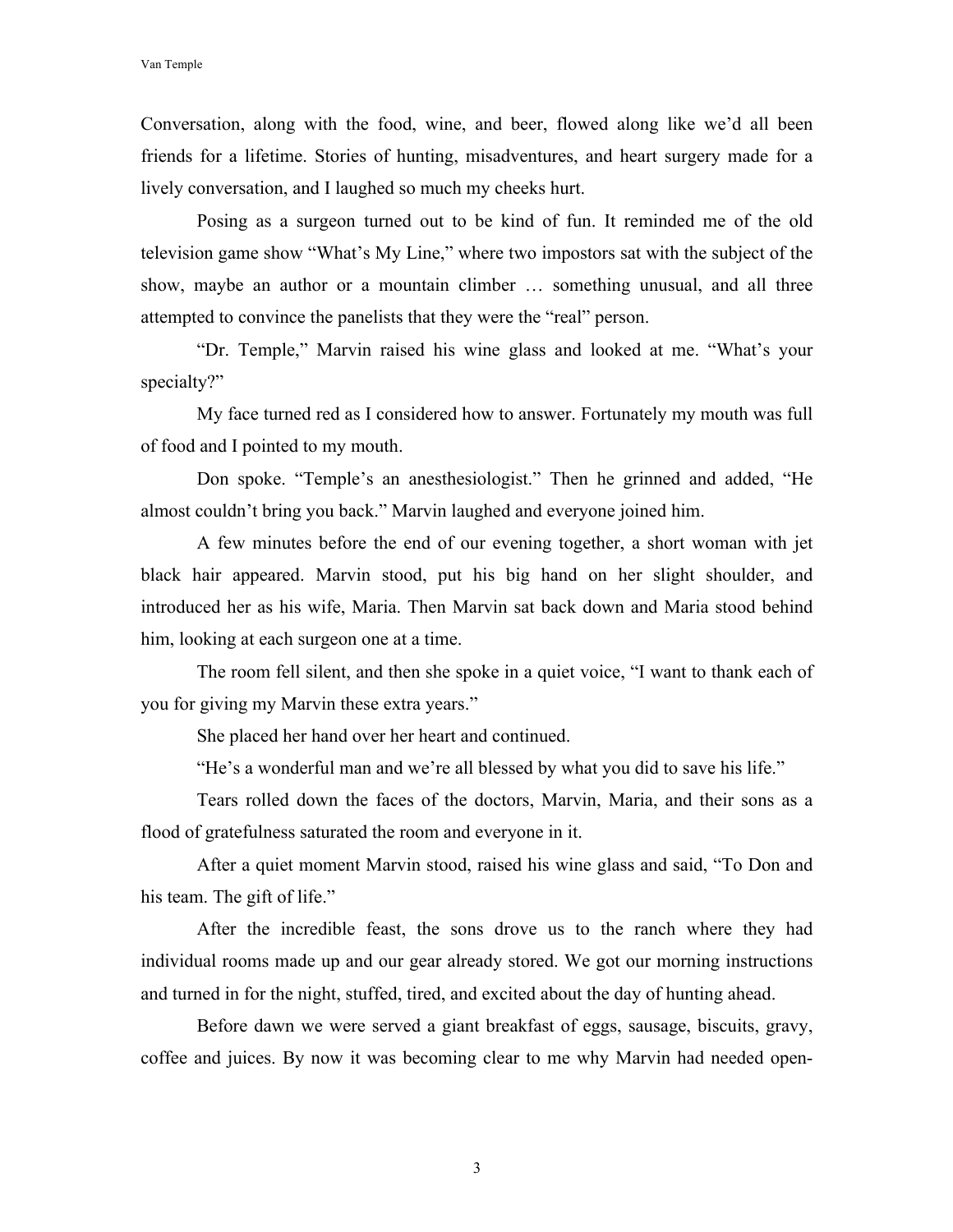Conversation, along with the food, wine, and beer, flowed along like we'd all been friends for a lifetime. Stories of hunting, misadventures, and heart surgery made for a lively conversation, and I laughed so much my cheeks hurt.

Posing as a surgeon turned out to be kind of fun. It reminded me of the old television game show "What's My Line," where two impostors sat with the subject of the show, maybe an author or a mountain climber … something unusual, and all three attempted to convince the panelists that they were the "real" person.

"Dr. Temple," Marvin raised his wine glass and looked at me. "What's your specialty?"

My face turned red as I considered how to answer. Fortunately my mouth was full of food and I pointed to my mouth.

Don spoke. "Temple's an anesthesiologist." Then he grinned and added, "He almost couldn't bring you back." Marvin laughed and everyone joined him.

A few minutes before the end of our evening together, a short woman with jet black hair appeared. Marvin stood, put his big hand on her slight shoulder, and introduced her as his wife, Maria. Then Marvin sat back down and Maria stood behind him, looking at each surgeon one at a time.

The room fell silent, and then she spoke in a quiet voice, "I want to thank each of you for giving my Marvin these extra years."

She placed her hand over her heart and continued.

"He's a wonderful man and we're all blessed by what you did to save his life."

Tears rolled down the faces of the doctors, Marvin, Maria, and their sons as a flood of gratefulness saturated the room and everyone in it.

After a quiet moment Marvin stood, raised his wine glass and said, "To Don and his team. The gift of life."

After the incredible feast, the sons drove us to the ranch where they had individual rooms made up and our gear already stored. We got our morning instructions and turned in for the night, stuffed, tired, and excited about the day of hunting ahead.

Before dawn we were served a giant breakfast of eggs, sausage, biscuits, gravy, coffee and juices. By now it was becoming clear to me why Marvin had needed open-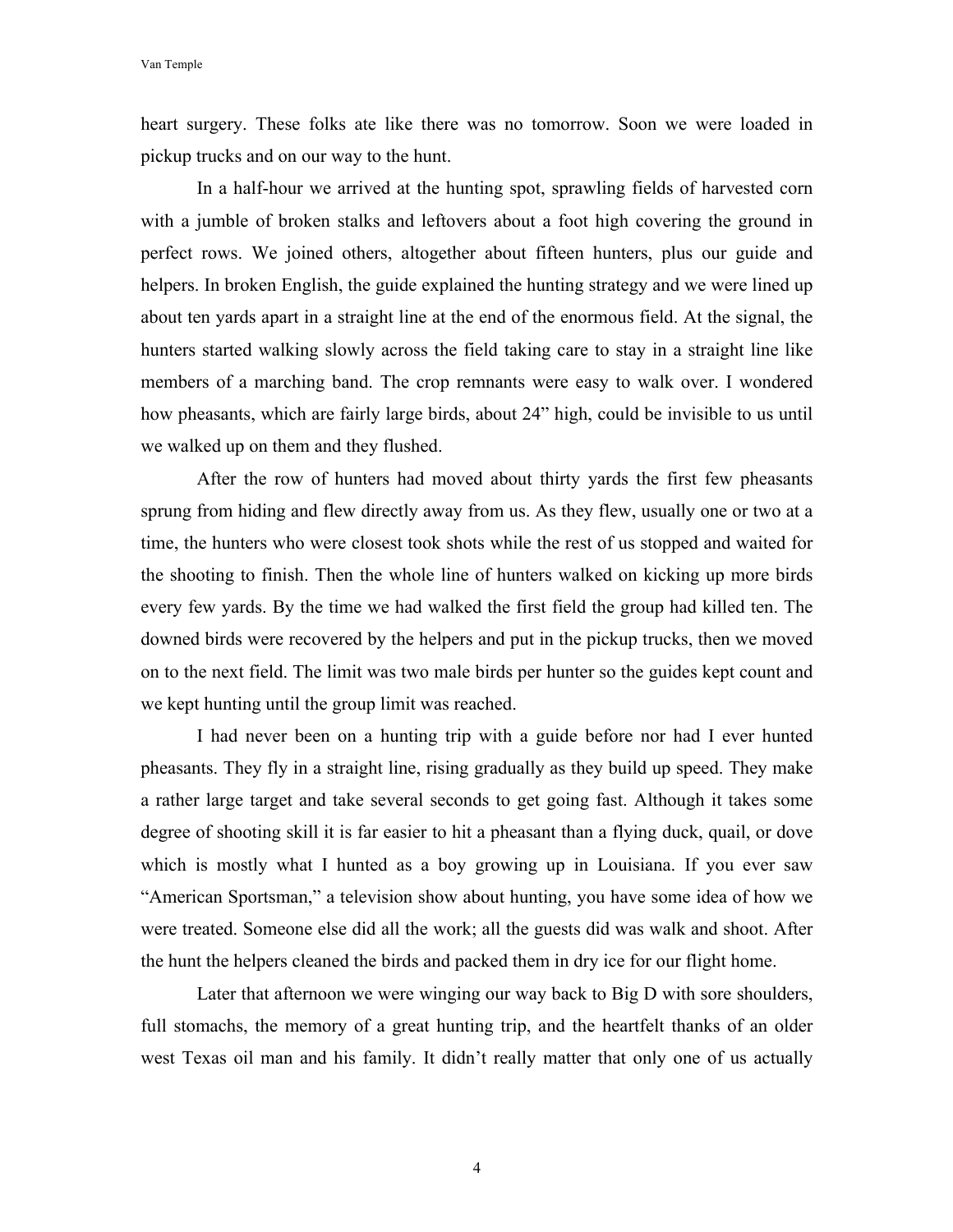heart surgery. These folks ate like there was no tomorrow. Soon we were loaded in pickup trucks and on our way to the hunt.

In a half-hour we arrived at the hunting spot, sprawling fields of harvested corn with a jumble of broken stalks and leftovers about a foot high covering the ground in perfect rows. We joined others, altogether about fifteen hunters, plus our guide and helpers. In broken English, the guide explained the hunting strategy and we were lined up about ten yards apart in a straight line at the end of the enormous field. At the signal, the hunters started walking slowly across the field taking care to stay in a straight line like members of a marching band. The crop remnants were easy to walk over. I wondered how pheasants, which are fairly large birds, about 24" high, could be invisible to us until we walked up on them and they flushed.

After the row of hunters had moved about thirty yards the first few pheasants sprung from hiding and flew directly away from us. As they flew, usually one or two at a time, the hunters who were closest took shots while the rest of us stopped and waited for the shooting to finish. Then the whole line of hunters walked on kicking up more birds every few yards. By the time we had walked the first field the group had killed ten. The downed birds were recovered by the helpers and put in the pickup trucks, then we moved on to the next field. The limit was two male birds per hunter so the guides kept count and we kept hunting until the group limit was reached.

I had never been on a hunting trip with a guide before nor had I ever hunted pheasants. They fly in a straight line, rising gradually as they build up speed. They make a rather large target and take several seconds to get going fast. Although it takes some degree of shooting skill it is far easier to hit a pheasant than a flying duck, quail, or dove which is mostly what I hunted as a boy growing up in Louisiana. If you ever saw "American Sportsman," a television show about hunting, you have some idea of how we were treated. Someone else did all the work; all the guests did was walk and shoot. After the hunt the helpers cleaned the birds and packed them in dry ice for our flight home.

Later that afternoon we were winging our way back to Big D with sore shoulders, full stomachs, the memory of a great hunting trip, and the heartfelt thanks of an older west Texas oil man and his family. It didn't really matter that only one of us actually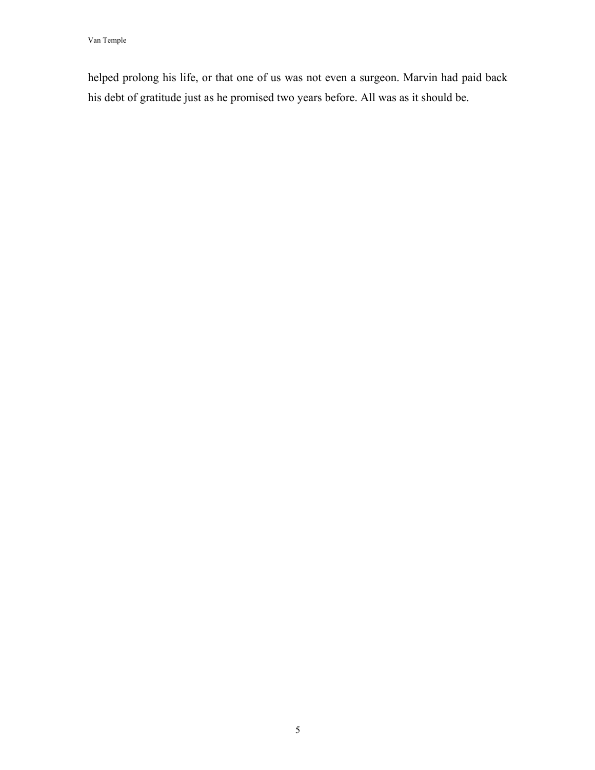helped prolong his life, or that one of us was not even a surgeon. Marvin had paid back his debt of gratitude just as he promised two years before. All was as it should be.